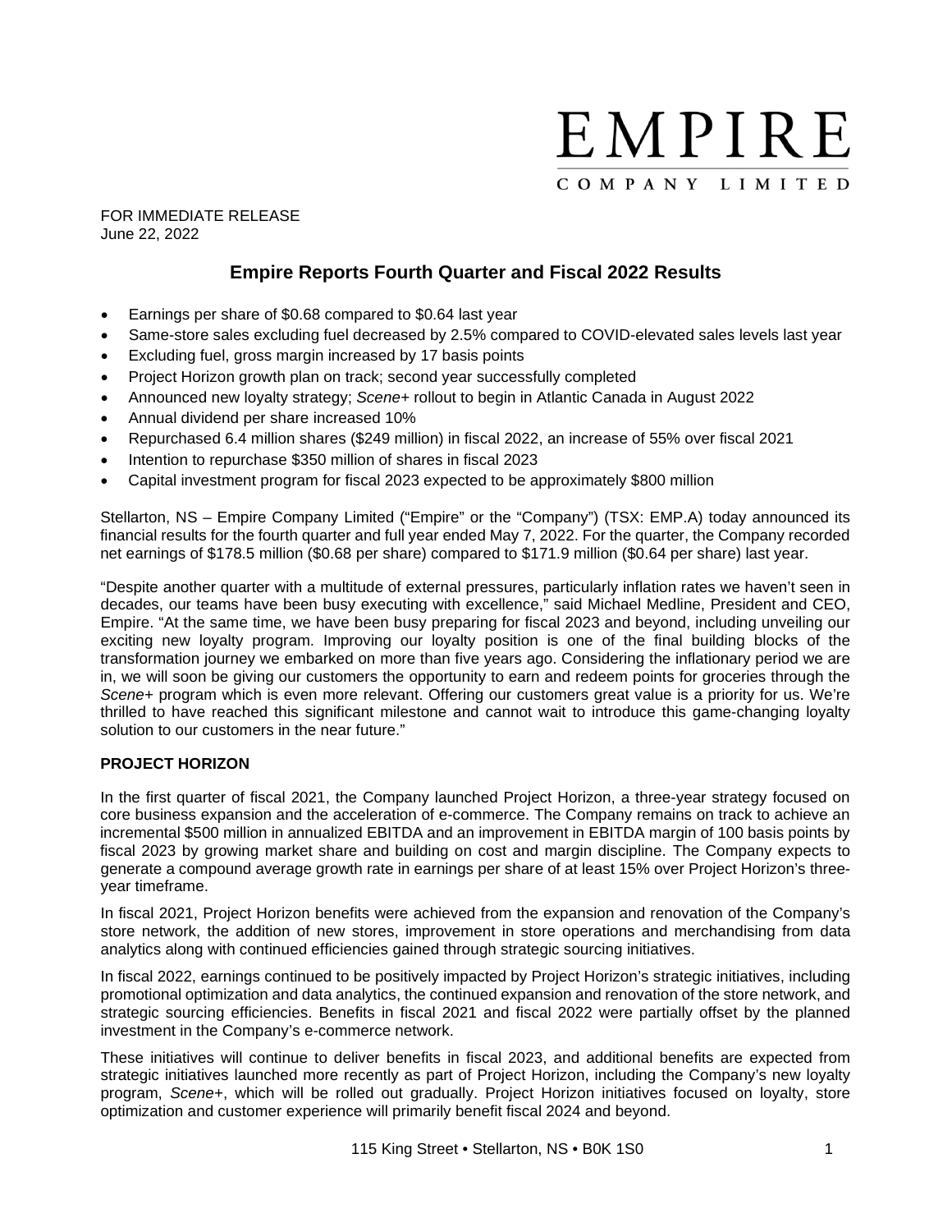# EMPIRE
COMPANY LIMITED

FOR IMMEDIATE RELEASE
June 22, 2022

## Empire Reports Fourth Quarter and Fiscal 2022 Results

- Earnings per share of $0.68 compared to $0.64 last year
- Same-store sales excluding fuel decreased by 2.5% compared to COVID-elevated sales levels last year
- Excluding fuel, gross margin increased by 17 basis points
- Project Horizon growth plan on track; second year successfully completed
- Announced new loyalty strategy; *Scene+* rollout to begin in Atlantic Canada in August 2022
- Annual dividend per share increased 10%
- Repurchased 6.4 million shares ($249 million) in fiscal 2022, an increase of 55% over fiscal 2021
- Intention to repurchase $350 million of shares in fiscal 2023
- Capital investment program for fiscal 2023 expected to be approximately $800 million

Stellarton, NS – Empire Company Limited ("Empire" or the "Company") (TSX: EMP.A) today announced its financial results for the fourth quarter and full year ended May 7, 2022. For the quarter, the Company recorded net earnings of $178.5 million ($0.68 per share) compared to $171.9 million ($0.64 per share) last year.

"Despite another quarter with a multitude of external pressures, particularly inflation rates we haven't seen in decades, our teams have been busy executing with excellence," said Michael Medline, President and CEO, Empire. "At the same time, we have been busy preparing for fiscal 2023 and beyond, including unveiling our exciting new loyalty program. Improving our loyalty position is one of the final building blocks of the transformation journey we embarked on more than five years ago. Considering the inflationary period we are in, we will soon be giving our customers the opportunity to earn and redeem points for groceries through the *Scene+* program which is even more relevant. Offering our customers great value is a priority for us. We're thrilled to have reached this significant milestone and cannot wait to introduce this game-changing loyalty solution to our customers in the near future."

### PROJECT HORIZON

In the first quarter of fiscal 2021, the Company launched Project Horizon, a three-year strategy focused on core business expansion and the acceleration of e-commerce. The Company remains on track to achieve an incremental $500 million in annualized EBITDA and an improvement in EBITDA margin of 100 basis points by fiscal 2023 by growing market share and building on cost and margin discipline. The Company expects to generate a compound average growth rate in earnings per share of at least 15% over Project Horizon's three-year timeframe.

In fiscal 2021, Project Horizon benefits were achieved from the expansion and renovation of the Company's store network, the addition of new stores, improvement in store operations and merchandising from data analytics along with continued efficiencies gained through strategic sourcing initiatives.

In fiscal 2022, earnings continued to be positively impacted by Project Horizon's strategic initiatives, including promotional optimization and data analytics, the continued expansion and renovation of the store network, and strategic sourcing efficiencies. Benefits in fiscal 2021 and fiscal 2022 were partially offset by the planned investment in the Company's e-commerce network.

These initiatives will continue to deliver benefits in fiscal 2023, and additional benefits are expected from strategic initiatives launched more recently as part of Project Horizon, including the Company's new loyalty program, *Scene+*, which will be rolled out gradually. Project Horizon initiatives focused on loyalty, store optimization and customer experience will primarily benefit fiscal 2024 and beyond.

115 King Street • Stellarton, NS • B0K 1S0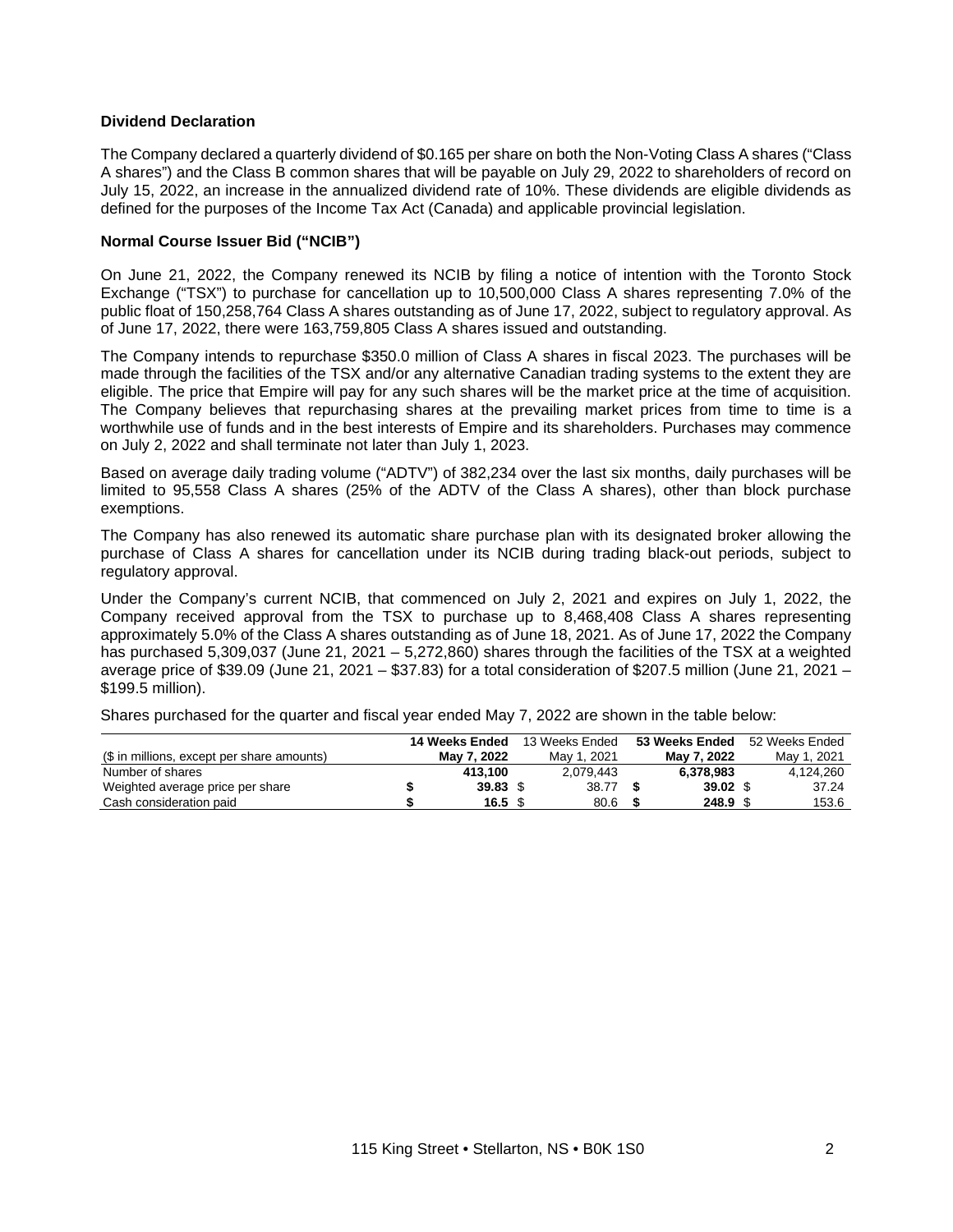### Dividend Declaration

The Company declared a quarterly dividend of $0.165 per share on both the Non-Voting Class A shares ("Class A shares") and the Class B common shares that will be payable on July 29, 2022 to shareholders of record on July 15, 2022, an increase in the annualized dividend rate of 10%. These dividends are eligible dividends as defined for the purposes of the Income Tax Act (Canada) and applicable provincial legislation.

### Normal Course Issuer Bid ("NCIB")

On June 21, 2022, the Company renewed its NCIB by filing a notice of intention with the Toronto Stock Exchange ("TSX") to purchase for cancellation up to 10,500,000 Class A shares representing 7.0% of the public float of 150,258,764 Class A shares outstanding as of June 17, 2022, subject to regulatory approval. As of June 17, 2022, there were 163,759,805 Class A shares issued and outstanding.

The Company intends to repurchase $350.0 million of Class A shares in fiscal 2023. The purchases will be made through the facilities of the TSX and/or any alternative Canadian trading systems to the extent they are eligible. The price that Empire will pay for any such shares will be the market price at the time of acquisition. The Company believes that repurchasing shares at the prevailing market prices from time to time is a worthwhile use of funds and in the best interests of Empire and its shareholders. Purchases may commence on July 2, 2022 and shall terminate not later than July 1, 2023.

Based on average daily trading volume ("ADTV") of 382,234 over the last six months, daily purchases will be limited to 95,558 Class A shares (25% of the ADTV of the Class A shares), other than block purchase exemptions.

The Company has also renewed its automatic share purchase plan with its designated broker allowing the purchase of Class A shares for cancellation under its NCIB during trading black-out periods, subject to regulatory approval.

Under the Company's current NCIB, that commenced on July 2, 2021 and expires on July 1, 2022, the Company received approval from the TSX to purchase up to 8,468,408 Class A shares representing approximately 5.0% of the Class A shares outstanding as of June 18, 2021. As of June 17, 2022 the Company has purchased 5,309,037 (June 21, 2021 – 5,272,860) shares through the facilities of the TSX at a weighted average price of $39.09 (June 21, 2021 – $37.83) for a total consideration of $207.5 million (June 21, 2021 – $199.5 million).

Shares purchased for the quarter and fiscal year ended May 7, 2022 are shown in the table below:

| ($ in millions, except per share amounts) | **14 Weeks Ended May 7, 2022** | 13 Weeks Ended May 1, 2021 | **53 Weeks Ended May 7, 2022** | 52 Weeks Ended May 1, 2021 |
|---|---|---|---|---|
| Number of shares | **413,100** | 2,079,443 | **6,378,983** | 4,124,260 |
| Weighted average price per share | **$ 39.83** | $ 38.77 | **$ 39.02** | $ 37.24 |
| Cash consideration paid | **$ 16.5** | $ 80.6 | **$ 248.9** | $ 153.6 |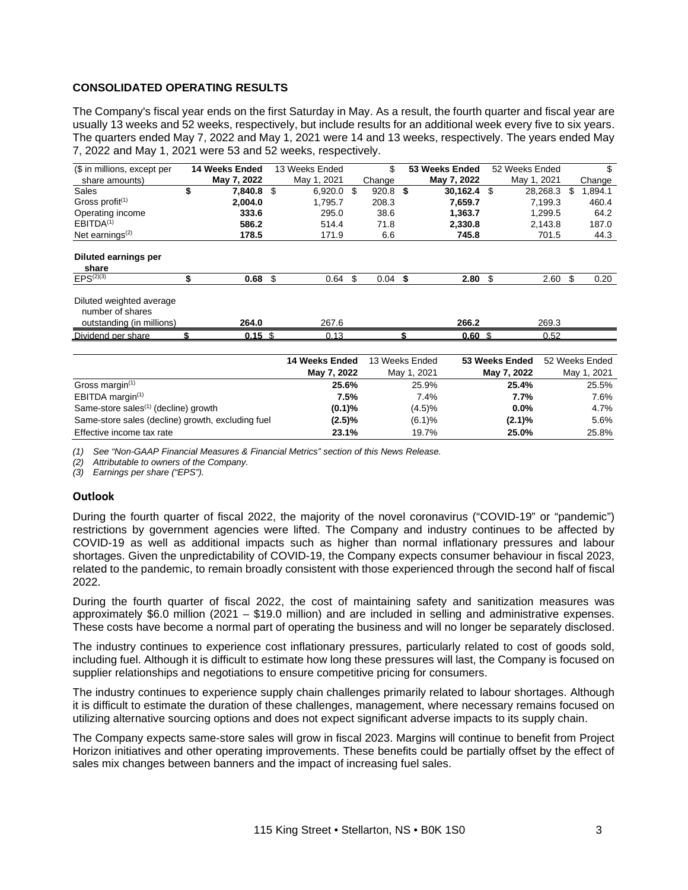## CONSOLIDATED OPERATING RESULTS

The Company's fiscal year ends on the first Saturday in May. As a result, the fourth quarter and fiscal year are usually 13 weeks and 52 weeks, respectively, but include results for an additional week every five to six years. The quarters ended May 7, 2022 and May 1, 2021 were 14 and 13 weeks, respectively. The years ended May 7, 2022 and May 1, 2021 were 53 and 52 weeks, respectively.

| ($ in millions, except per share amounts) | **14 Weeks Ended May 7, 2022** | 13 Weeks Ended May 1, 2021 | $ Change | **53 Weeks Ended May 7, 2022** | 52 Weeks Ended May 1, 2021 | $ Change |
|---|---|---|---|---|---|---|
| Sales | **$ 7,840.8** | $ 6,920.0 | $ 920.8 | **$ 30,162.4** | $ 28,268.3 | $ 1,894.1 |
| Gross profit[1] | **2,004.0** | 1,795.7 | 208.3 | **7,659.7** | 7,199.3 | 460.4 |
| Operating income | **333.6** | 295.0 | 38.6 | **1,363.7** | 1,299.5 | 64.2 |
| EBITDA[1] | **586.2** | 514.4 | 71.8 | **2,330.8** | 2,143.8 | 187.0 |
| Net earnings[2] | **178.5** | 171.9 | 6.6 | **745.8** | 701.5 | 44.3 |
| **Diluted earnings per share** | | | | | | |
| EPS[2][3] | **$ 0.68** | $ 0.64 | $ 0.04 | **$ 2.80** | $ 2.60 | $ 0.20 |
| Diluted weighted average number of shares outstanding (in millions) | **264.0** | 267.6 | | **266.2** | 269.3 | |
| Dividend per share | **$ 0.15** | $ 0.13 | | **$ 0.60** | $ 0.52 | |

| | **14 Weeks Ended May 7, 2022** | 13 Weeks Ended May 1, 2021 | **53 Weeks Ended May 7, 2022** | 52 Weeks Ended May 1, 2021 |
|---|---|---|---|---|
| Gross margin[1] | **25.6%** | 25.9% | **25.4%** | 25.5% |
| EBITDA margin[1] | **7.5%** | 7.4% | **7.7%** | 7.6% |
| Same-store sales[1] (decline) growth | **(0.1)%** | (4.5)% | **0.0%** | 4.7% |
| Same-store sales (decline) growth, excluding fuel | **(2.5)%** | (6.1)% | **(2.1)%** | 5.6% |
| Effective income tax rate | **23.1%** | 19.7% | **25.0%** | 25.8% |

*(1) See "Non-GAAP Financial Measures & Financial Metrics" section of this News Release.*
*(2) Attributable to owners of the Company.*
*(3) Earnings per share ("EPS").*

### Outlook

During the fourth quarter of fiscal 2022, the majority of the novel coronavirus ("COVID-19" or "pandemic") restrictions by government agencies were lifted. The Company and industry continues to be affected by COVID-19 as well as additional impacts such as higher than normal inflationary pressures and labour shortages. Given the unpredictability of COVID-19, the Company expects consumer behaviour in fiscal 2023, related to the pandemic, to remain broadly consistent with those experienced through the second half of fiscal 2022.

During the fourth quarter of fiscal 2022, the cost of maintaining safety and sanitization measures was approximately $6.0 million (2021 – $19.0 million) and are included in selling and administrative expenses. These costs have become a normal part of operating the business and will no longer be separately disclosed.

The industry continues to experience cost inflationary pressures, particularly related to cost of goods sold, including fuel. Although it is difficult to estimate how long these pressures will last, the Company is focused on supplier relationships and negotiations to ensure competitive pricing for consumers.

The industry continues to experience supply chain challenges primarily related to labour shortages. Although it is difficult to estimate the duration of these challenges, management, where necessary remains focused on utilizing alternative sourcing options and does not expect significant adverse impacts to its supply chain.

The Company expects same-store sales will grow in fiscal 2023. Margins will continue to benefit from Project Horizon initiatives and other operating improvements. These benefits could be partially offset by the effect of sales mix changes between banners and the impact of increasing fuel sales.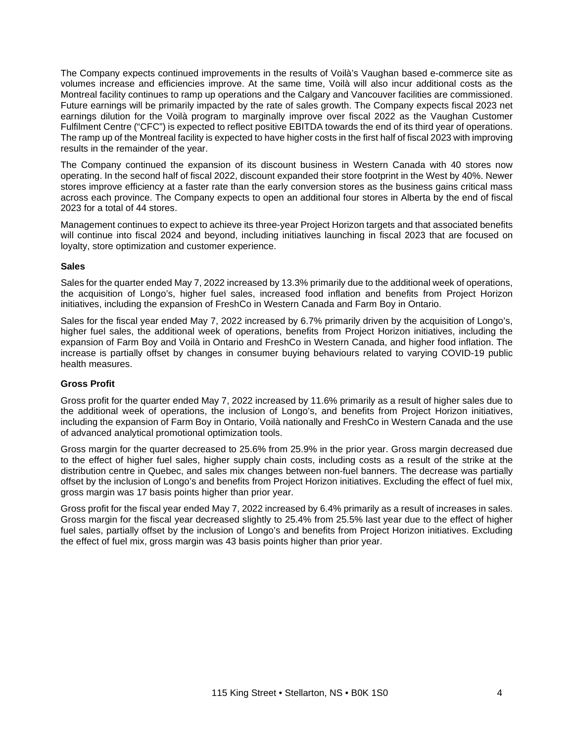The Company expects continued improvements in the results of Voilà's Vaughan based e-commerce site as volumes increase and efficiencies improve. At the same time, Voilà will also incur additional costs as the Montreal facility continues to ramp up operations and the Calgary and Vancouver facilities are commissioned. Future earnings will be primarily impacted by the rate of sales growth. The Company expects fiscal 2023 net earnings dilution for the Voilà program to marginally improve over fiscal 2022 as the Vaughan Customer Fulfilment Centre ("CFC") is expected to reflect positive EBITDA towards the end of its third year of operations. The ramp up of the Montreal facility is expected to have higher costs in the first half of fiscal 2023 with improving results in the remainder of the year.

The Company continued the expansion of its discount business in Western Canada with 40 stores now operating. In the second half of fiscal 2022, discount expanded their store footprint in the West by 40%. Newer stores improve efficiency at a faster rate than the early conversion stores as the business gains critical mass across each province. The Company expects to open an additional four stores in Alberta by the end of fiscal 2023 for a total of 44 stores.

Management continues to expect to achieve its three-year Project Horizon targets and that associated benefits will continue into fiscal 2024 and beyond, including initiatives launching in fiscal 2023 that are focused on loyalty, store optimization and customer experience.

**Sales**

Sales for the quarter ended May 7, 2022 increased by 13.3% primarily due to the additional week of operations, the acquisition of Longo's, higher fuel sales, increased food inflation and benefits from Project Horizon initiatives, including the expansion of FreshCo in Western Canada and Farm Boy in Ontario.

Sales for the fiscal year ended May 7, 2022 increased by 6.7% primarily driven by the acquisition of Longo's, higher fuel sales, the additional week of operations, benefits from Project Horizon initiatives, including the expansion of Farm Boy and Voilà in Ontario and FreshCo in Western Canada, and higher food inflation. The increase is partially offset by changes in consumer buying behaviours related to varying COVID-19 public health measures.

**Gross Profit**

Gross profit for the quarter ended May 7, 2022 increased by 11.6% primarily as a result of higher sales due to the additional week of operations, the inclusion of Longo's, and benefits from Project Horizon initiatives, including the expansion of Farm Boy in Ontario, Voilà nationally and FreshCo in Western Canada and the use of advanced analytical promotional optimization tools.

Gross margin for the quarter decreased to 25.6% from 25.9% in the prior year. Gross margin decreased due to the effect of higher fuel sales, higher supply chain costs, including costs as a result of the strike at the distribution centre in Quebec, and sales mix changes between non-fuel banners. The decrease was partially offset by the inclusion of Longo's and benefits from Project Horizon initiatives. Excluding the effect of fuel mix, gross margin was 17 basis points higher than prior year.

Gross profit for the fiscal year ended May 7, 2022 increased by 6.4% primarily as a result of increases in sales. Gross margin for the fiscal year decreased slightly to 25.4% from 25.5% last year due to the effect of higher fuel sales, partially offset by the inclusion of Longo's and benefits from Project Horizon initiatives. Excluding the effect of fuel mix, gross margin was 43 basis points higher than prior year.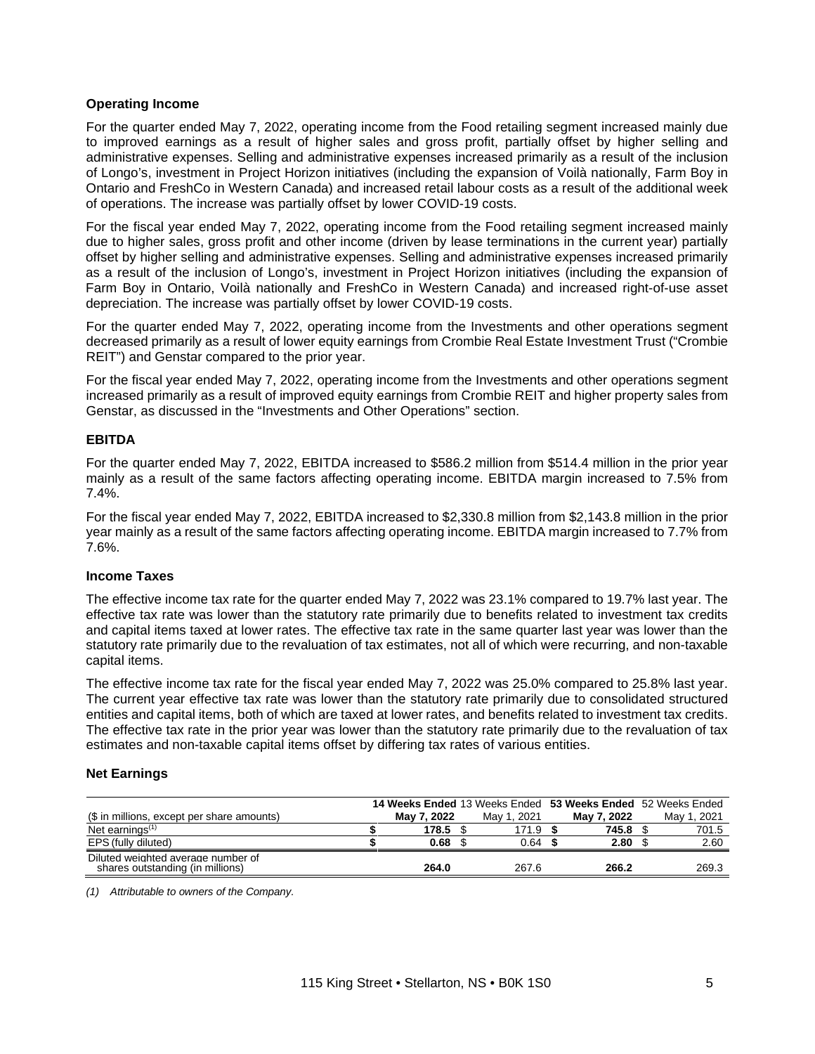### Operating Income

For the quarter ended May 7, 2022, operating income from the Food retailing segment increased mainly due to improved earnings as a result of higher sales and gross profit, partially offset by higher selling and administrative expenses. Selling and administrative expenses increased primarily as a result of the inclusion of Longo's, investment in Project Horizon initiatives (including the expansion of Voilà nationally, Farm Boy in Ontario and FreshCo in Western Canada) and increased retail labour costs as a result of the additional week of operations. The increase was partially offset by lower COVID-19 costs.

For the fiscal year ended May 7, 2022, operating income from the Food retailing segment increased mainly due to higher sales, gross profit and other income (driven by lease terminations in the current year) partially offset by higher selling and administrative expenses. Selling and administrative expenses increased primarily as a result of the inclusion of Longo's, investment in Project Horizon initiatives (including the expansion of Farm Boy in Ontario, Voilà nationally and FreshCo in Western Canada) and increased right-of-use asset depreciation. The increase was partially offset by lower COVID-19 costs.

For the quarter ended May 7, 2022, operating income from the Investments and other operations segment decreased primarily as a result of lower equity earnings from Crombie Real Estate Investment Trust ("Crombie REIT") and Genstar compared to the prior year.

For the fiscal year ended May 7, 2022, operating income from the Investments and other operations segment increased primarily as a result of improved equity earnings from Crombie REIT and higher property sales from Genstar, as discussed in the "Investments and Other Operations" section.

### EBITDA

For the quarter ended May 7, 2022, EBITDA increased to $586.2 million from $514.4 million in the prior year mainly as a result of the same factors affecting operating income. EBITDA margin increased to 7.5% from 7.4%.

For the fiscal year ended May 7, 2022, EBITDA increased to $2,330.8 million from $2,143.8 million in the prior year mainly as a result of the same factors affecting operating income. EBITDA margin increased to 7.7% from 7.6%.

### Income Taxes

The effective income tax rate for the quarter ended May 7, 2022 was 23.1% compared to 19.7% last year. The effective tax rate was lower than the statutory rate primarily due to benefits related to investment tax credits and capital items taxed at lower rates. The effective tax rate in the same quarter last year was lower than the statutory rate primarily due to the revaluation of tax estimates, not all of which were recurring, and non-taxable capital items.

The effective income tax rate for the fiscal year ended May 7, 2022 was 25.0% compared to 25.8% last year. The current year effective tax rate was lower than the statutory rate primarily due to consolidated structured entities and capital items, both of which are taxed at lower rates, and benefits related to investment tax credits. The effective tax rate in the prior year was lower than the statutory rate primarily due to the revaluation of tax estimates and non-taxable capital items offset by differing tax rates of various entities.

### Net Earnings

| ($ in millions, except per share amounts) | **14 Weeks Ended May 7, 2022** | 13 Weeks Ended May 1, 2021 | **53 Weeks Ended May 7, 2022** | 52 Weeks Ended May 1, 2021 |
|---|---|---|---|---|
| Net earnings[(1)] | **$ 178.5** | $ 171.9 | **$ 745.8** | $ 701.5 |
| EPS (fully diluted) | **$ 0.68** | $ 0.64 | **$ 2.80** | $ 2.60 |
| Diluted weighted average number of shares outstanding (in millions) | **264.0** | 267.6 | **266.2** | 269.3 |

*(1) Attributable to owners of the Company.*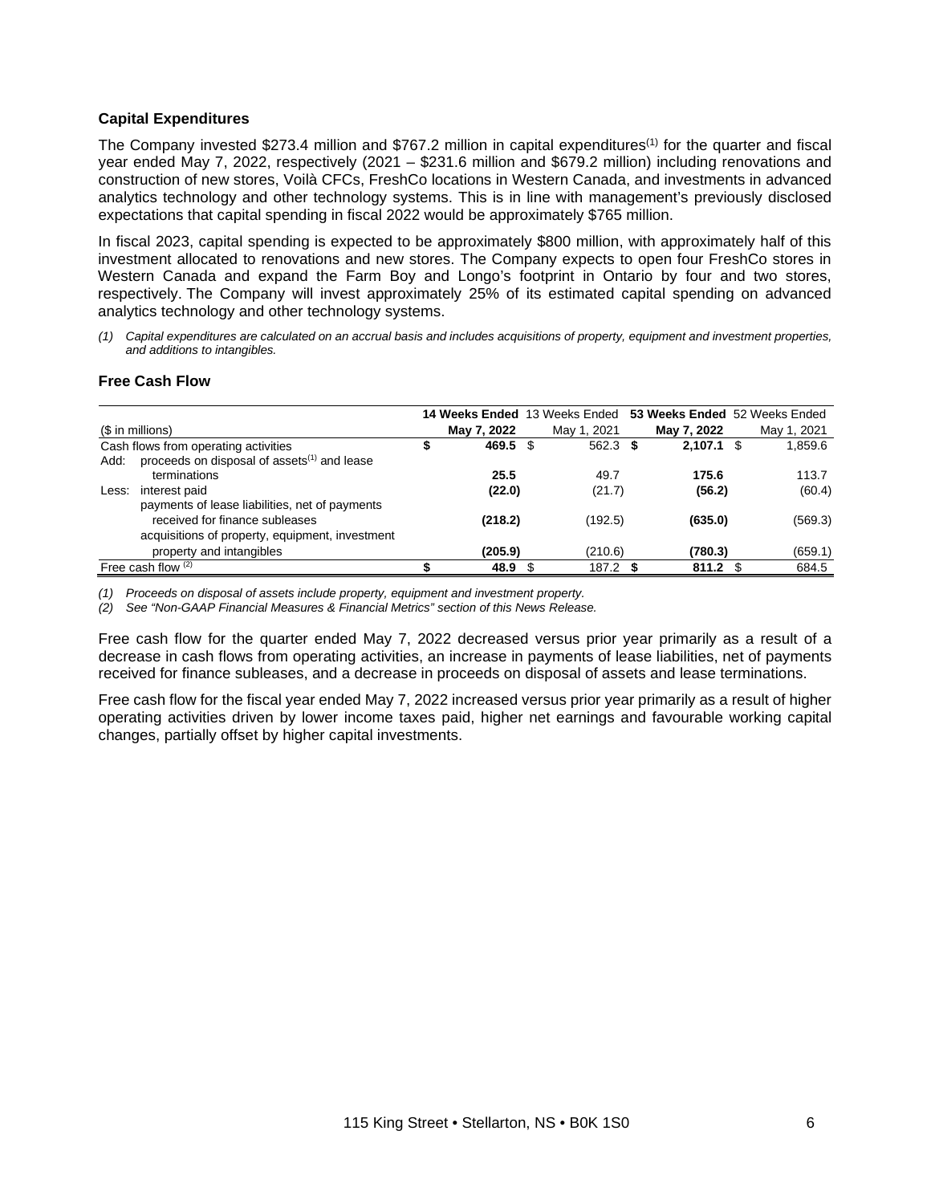### Capital Expenditures

The Company invested $273.4 million and $767.2 million in capital expenditures[1] for the quarter and fiscal year ended May 7, 2022, respectively (2021 – $231.6 million and $679.2 million) including renovations and construction of new stores, Voilà CFCs, FreshCo locations in Western Canada, and investments in advanced analytics technology and other technology systems. This is in line with management's previously disclosed expectations that capital spending in fiscal 2022 would be approximately $765 million.

In fiscal 2023, capital spending is expected to be approximately $800 million, with approximately half of this investment allocated to renovations and new stores. The Company expects to open four FreshCo stores in Western Canada and expand the Farm Boy and Longo's footprint in Ontario by four and two stores, respectively. The Company will invest approximately 25% of its estimated capital spending on advanced analytics technology and other technology systems.

*(1) Capital expenditures are calculated on an accrual basis and includes acquisitions of property, equipment and investment properties, and additions to intangibles.*

### Free Cash Flow

| ($ in millions) | **14 Weeks Ended May 7, 2022** | 13 Weeks Ended May 1, 2021 | **53 Weeks Ended May 7, 2022** | 52 Weeks Ended May 1, 2021 |
|---|---|---|---|---|
| Cash flows from operating activities | **$ 469.5** | $ 562.3 | **$ 2,107.1** | $ 1,859.6 |
| Add: proceeds on disposal of assets[1] and lease terminations | **25.5** | 49.7 | **175.6** | 113.7 |
| Less: interest paid | **(22.0)** | (21.7) | **(56.2)** | (60.4) |
| payments of lease liabilities, net of payments received for finance subleases | **(218.2)** | (192.5) | **(635.0)** | (569.3) |
| acquisitions of property, equipment, investment property and intangibles | **(205.9)** | (210.6) | **(780.3)** | (659.1) |
| Free cash flow [2] | **$ 48.9** | $ 187.2 | **$ 811.2** | $ 684.5 |

*(1) Proceeds on disposal of assets include property, equipment and investment property.*
*(2) See "Non-GAAP Financial Measures & Financial Metrics" section of this News Release.*

Free cash flow for the quarter ended May 7, 2022 decreased versus prior year primarily as a result of a decrease in cash flows from operating activities, an increase in payments of lease liabilities, net of payments received for finance subleases, and a decrease in proceeds on disposal of assets and lease terminations.

Free cash flow for the fiscal year ended May 7, 2022 increased versus prior year primarily as a result of higher operating activities driven by lower income taxes paid, higher net earnings and favourable working capital changes, partially offset by higher capital investments.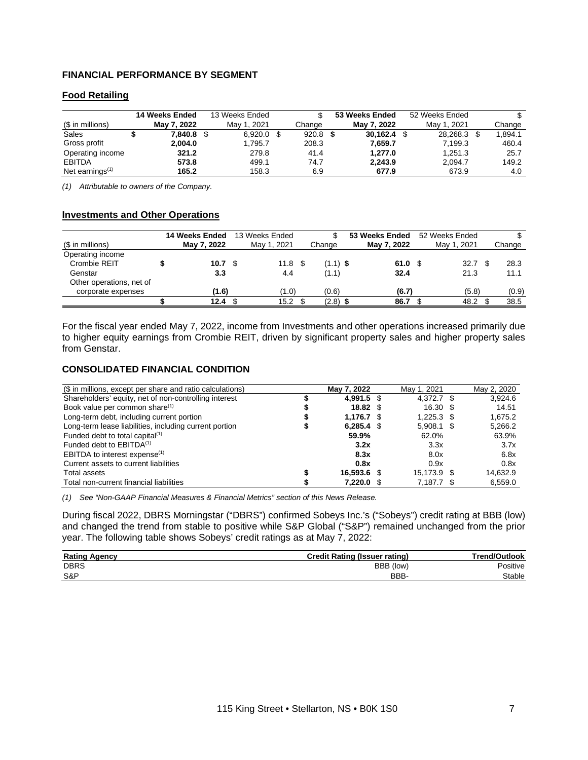## FINANCIAL PERFORMANCE BY SEGMENT

### Food Retailing

| ($ in millions) | **14 Weeks Ended May 7, 2022** | 13 Weeks Ended May 1, 2021 | $ Change | **53 Weeks Ended May 7, 2022** | 52 Weeks Ended May 1, 2021 | $ Change |
|---|---|---|---|---|---|---|
| Sales | **$ 7,840.8** | $ 6,920.0 | $ 920.8 | **$ 30,162.4** | $ 28,268.3 | $ 1,894.1 |
| Gross profit | **2,004.0** | 1,795.7 | 208.3 | **7,659.7** | 7,199.3 | 460.4 |
| Operating income | **321.2** | 279.8 | 41.4 | **1,277.0** | 1,251.3 | 25.7 |
| EBITDA | **573.8** | 499.1 | 74.7 | **2,243.9** | 2,094.7 | 149.2 |
| Net earnings[(1)] | **165.2** | 158.3 | 6.9 | **677.9** | 673.9 | 4.0 |

*(1) Attributable to owners of the Company.*

### Investments and Other Operations

| ($ in millions) | **14 Weeks Ended May 7, 2022** | 13 Weeks Ended May 1, 2021 | $ Change | **53 Weeks Ended May 7, 2022** | 52 Weeks Ended May 1, 2021 | $ Change |
|---|---|---|---|---|---|---|
| Operating income | | | | | | |
| Crombie REIT | **$ 10.7** | $ 11.8 | $ (1.1) | **$ 61.0** | $ 32.7 | $ 28.3 |
| Genstar | **3.3** | 4.4 | (1.1) | **32.4** | 21.3 | 11.1 |
| Other operations, net of corporate expenses | **(1.6)** | (1.0) | (0.6) | **(6.7)** | (5.8) | (0.9) |
| | **$ 12.4** | $ 15.2 | $ (2.8) | **$ 86.7** | $ 48.2 | $ 38.5 |

For the fiscal year ended May 7, 2022, income from Investments and other operations increased primarily due to higher equity earnings from Crombie REIT, driven by significant property sales and higher property sales from Genstar.

## CONSOLIDATED FINANCIAL CONDITION

| ($ in millions, except per share and ratio calculations) | **May 7, 2022** | May 1, 2021 | May 2, 2020 |
|---|---|---|---|
| Shareholders' equity, net of non-controlling interest | **$ 4,991.5** | $ 4,372.7 | $ 3,924.6 |
| Book value per common share[(1)] | **$ 18.82** | $ 16.30 | $ 14.51 |
| Long-term debt, including current portion | **$ 1,176.7** | $ 1,225.3 | $ 1,675.2 |
| Long-term lease liabilities, including current portion | **$ 6,285.4** | $ 5,908.1 | $ 5,266.2 |
| Funded debt to total capital[(1)] | **59.9%** | 62.0% | 63.9% |
| Funded debt to EBITDA[(1)] | **3.2x** | 3.3x | 3.7x |
| EBITDA to interest expense[(1)] | **8.3x** | 8.0x | 6.8x |
| Current assets to current liabilities | **0.8x** | 0.9x | 0.8x |
| Total assets | **$ 16,593.6** | $ 15,173.9 | $ 14,632.9 |
| Total non-current financial liabilities | **$ 7,220.0** | $ 7,187.7 | $ 6,559.0 |

*(1) See "Non-GAAP Financial Measures & Financial Metrics" section of this News Release.*

During fiscal 2022, DBRS Morningstar ("DBRS") confirmed Sobeys Inc.'s ("Sobeys") credit rating at BBB (low) and changed the trend from stable to positive while S&P Global ("S&P") remained unchanged from the prior year. The following table shows Sobeys' credit ratings as at May 7, 2022:

| Rating Agency | Credit Rating (Issuer rating) | Trend/Outlook |
|---|---|---|
| DBRS | BBB (low) | Positive |
| S&P | BBB- | Stable |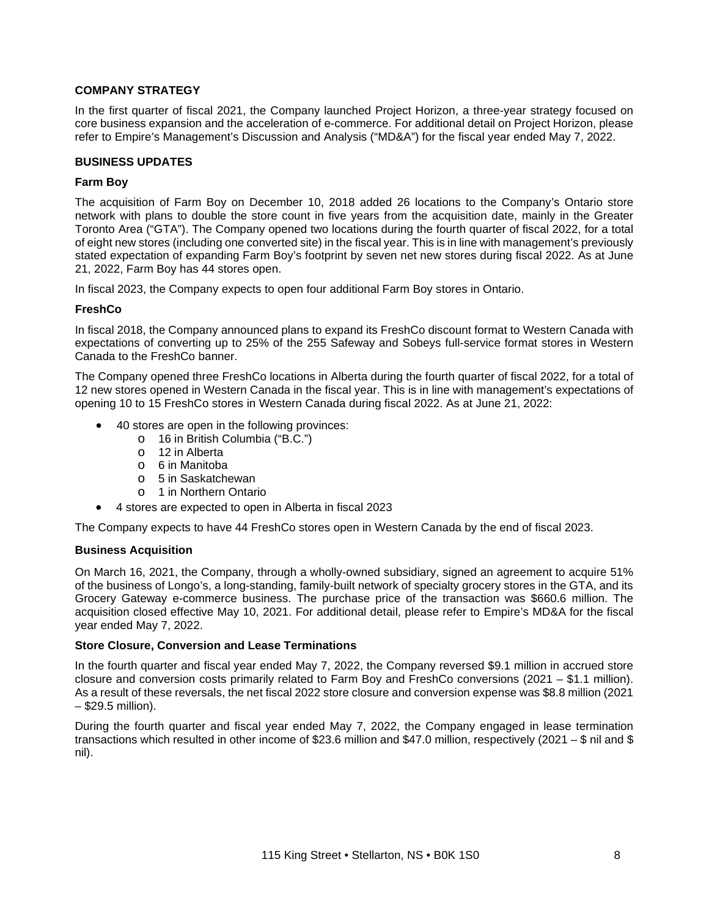## COMPANY STRATEGY

In the first quarter of fiscal 2021, the Company launched Project Horizon, a three-year strategy focused on core business expansion and the acceleration of e-commerce. For additional detail on Project Horizon, please refer to Empire's Management's Discussion and Analysis ("MD&A") for the fiscal year ended May 7, 2022.

## BUSINESS UPDATES

### Farm Boy

The acquisition of Farm Boy on December 10, 2018 added 26 locations to the Company's Ontario store network with plans to double the store count in five years from the acquisition date, mainly in the Greater Toronto Area ("GTA"). The Company opened two locations during the fourth quarter of fiscal 2022, for a total of eight new stores (including one converted site) in the fiscal year. This is in line with management's previously stated expectation of expanding Farm Boy's footprint by seven net new stores during fiscal 2022. As at June 21, 2022, Farm Boy has 44 stores open.

In fiscal 2023, the Company expects to open four additional Farm Boy stores in Ontario.

### FreshCo

In fiscal 2018, the Company announced plans to expand its FreshCo discount format to Western Canada with expectations of converting up to 25% of the 255 Safeway and Sobeys full-service format stores in Western Canada to the FreshCo banner.

The Company opened three FreshCo locations in Alberta during the fourth quarter of fiscal 2022, for a total of 12 new stores opened in Western Canada in the fiscal year. This is in line with management's expectations of opening 10 to 15 FreshCo stores in Western Canada during fiscal 2022. As at June 21, 2022:

- 40 stores are open in the following provinces:
  - 16 in British Columbia ("B.C.")
  - 12 in Alberta
  - 6 in Manitoba
  - 5 in Saskatchewan
  - 1 in Northern Ontario
- 4 stores are expected to open in Alberta in fiscal 2023

The Company expects to have 44 FreshCo stores open in Western Canada by the end of fiscal 2023.

### Business Acquisition

On March 16, 2021, the Company, through a wholly-owned subsidiary, signed an agreement to acquire 51% of the business of Longo's, a long-standing, family-built network of specialty grocery stores in the GTA, and its Grocery Gateway e-commerce business. The purchase price of the transaction was $660.6 million. The acquisition closed effective May 10, 2021. For additional detail, please refer to Empire's MD&A for the fiscal year ended May 7, 2022.

### Store Closure, Conversion and Lease Terminations

In the fourth quarter and fiscal year ended May 7, 2022, the Company reversed $9.1 million in accrued store closure and conversion costs primarily related to Farm Boy and FreshCo conversions (2021 – $1.1 million). As a result of these reversals, the net fiscal 2022 store closure and conversion expense was $8.8 million (2021 – $29.5 million).

During the fourth quarter and fiscal year ended May 7, 2022, the Company engaged in lease termination transactions which resulted in other income of $23.6 million and $47.0 million, respectively (2021 – $ nil and $ nil).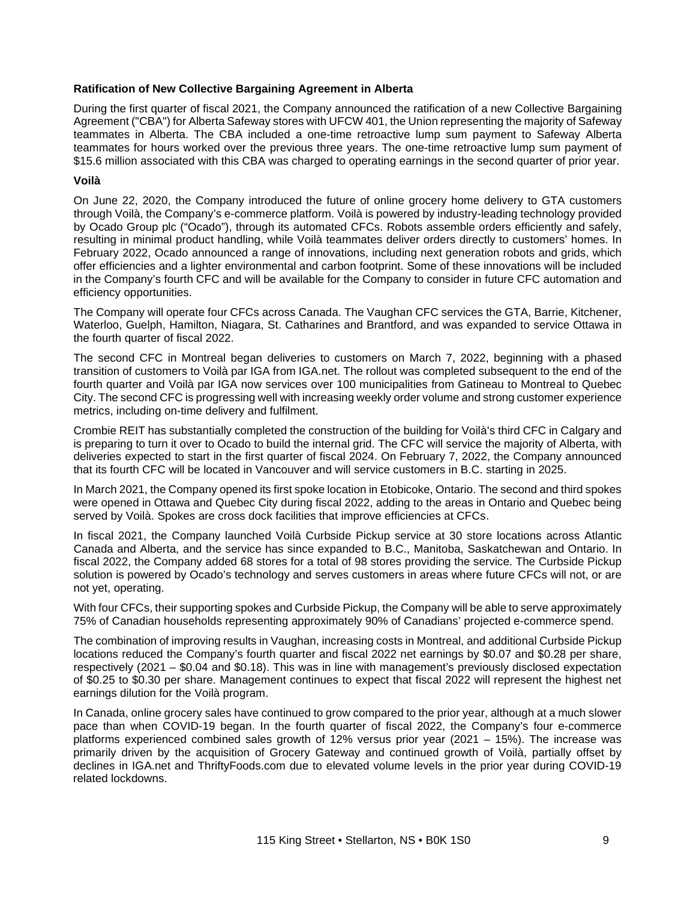**Ratification of New Collective Bargaining Agreement in Alberta**

During the first quarter of fiscal 2021, the Company announced the ratification of a new Collective Bargaining Agreement ("CBA") for Alberta Safeway stores with UFCW 401, the Union representing the majority of Safeway teammates in Alberta. The CBA included a one-time retroactive lump sum payment to Safeway Alberta teammates for hours worked over the previous three years. The one-time retroactive lump sum payment of $15.6 million associated with this CBA was charged to operating earnings in the second quarter of prior year.

**Voilà**

On June 22, 2020, the Company introduced the future of online grocery home delivery to GTA customers through Voilà, the Company's e-commerce platform. Voilà is powered by industry-leading technology provided by Ocado Group plc ("Ocado"), through its automated CFCs. Robots assemble orders efficiently and safely, resulting in minimal product handling, while Voilà teammates deliver orders directly to customers' homes. In February 2022, Ocado announced a range of innovations, including next generation robots and grids, which offer efficiencies and a lighter environmental and carbon footprint. Some of these innovations will be included in the Company's fourth CFC and will be available for the Company to consider in future CFC automation and efficiency opportunities.

The Company will operate four CFCs across Canada. The Vaughan CFC services the GTA, Barrie, Kitchener, Waterloo, Guelph, Hamilton, Niagara, St. Catharines and Brantford, and was expanded to service Ottawa in the fourth quarter of fiscal 2022.

The second CFC in Montreal began deliveries to customers on March 7, 2022, beginning with a phased transition of customers to Voilà par IGA from IGA.net. The rollout was completed subsequent to the end of the fourth quarter and Voilà par IGA now services over 100 municipalities from Gatineau to Montreal to Quebec City. The second CFC is progressing well with increasing weekly order volume and strong customer experience metrics, including on-time delivery and fulfilment.

Crombie REIT has substantially completed the construction of the building for Voilà's third CFC in Calgary and is preparing to turn it over to Ocado to build the internal grid. The CFC will service the majority of Alberta, with deliveries expected to start in the first quarter of fiscal 2024. On February 7, 2022, the Company announced that its fourth CFC will be located in Vancouver and will service customers in B.C. starting in 2025.

In March 2021, the Company opened its first spoke location in Etobicoke, Ontario. The second and third spokes were opened in Ottawa and Quebec City during fiscal 2022, adding to the areas in Ontario and Quebec being served by Voilà. Spokes are cross dock facilities that improve efficiencies at CFCs.

In fiscal 2021, the Company launched Voilà Curbside Pickup service at 30 store locations across Atlantic Canada and Alberta, and the service has since expanded to B.C., Manitoba, Saskatchewan and Ontario. In fiscal 2022, the Company added 68 stores for a total of 98 stores providing the service. The Curbside Pickup solution is powered by Ocado's technology and serves customers in areas where future CFCs will not, or are not yet, operating.

With four CFCs, their supporting spokes and Curbside Pickup, the Company will be able to serve approximately 75% of Canadian households representing approximately 90% of Canadians' projected e-commerce spend.

The combination of improving results in Vaughan, increasing costs in Montreal, and additional Curbside Pickup locations reduced the Company's fourth quarter and fiscal 2022 net earnings by $0.07 and $0.28 per share, respectively (2021 – $0.04 and $0.18). This was in line with management's previously disclosed expectation of $0.25 to $0.30 per share. Management continues to expect that fiscal 2022 will represent the highest net earnings dilution for the Voilà program.

In Canada, online grocery sales have continued to grow compared to the prior year, although at a much slower pace than when COVID-19 began. In the fourth quarter of fiscal 2022, the Company's four e-commerce platforms experienced combined sales growth of 12% versus prior year (2021 – 15%). The increase was primarily driven by the acquisition of Grocery Gateway and continued growth of Voilà, partially offset by declines in IGA.net and ThriftyFoods.com due to elevated volume levels in the prior year during COVID-19 related lockdowns.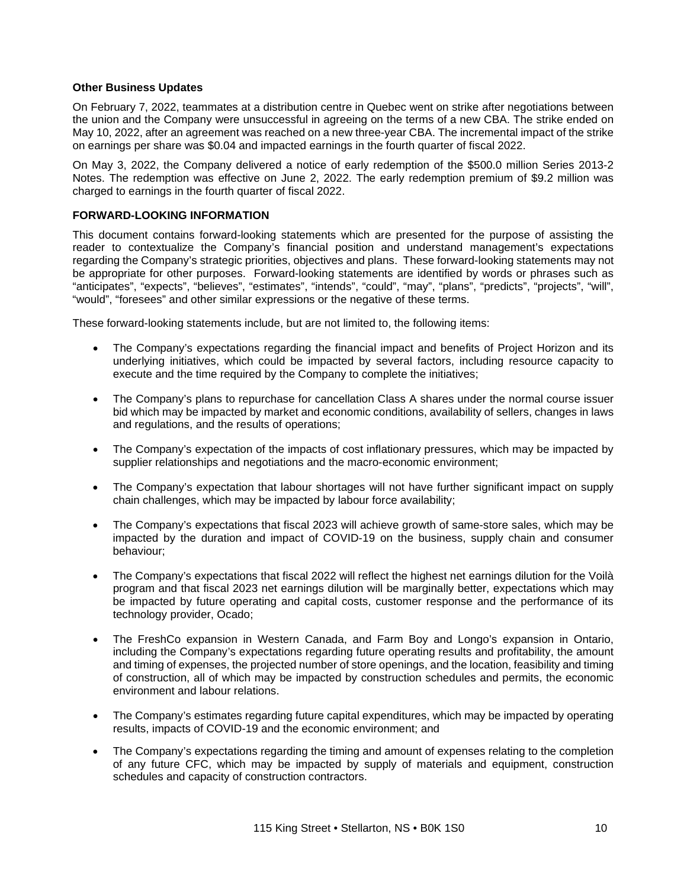**Other Business Updates**

On February 7, 2022, teammates at a distribution centre in Quebec went on strike after negotiations between the union and the Company were unsuccessful in agreeing on the terms of a new CBA. The strike ended on May 10, 2022, after an agreement was reached on a new three-year CBA. The incremental impact of the strike on earnings per share was $0.04 and impacted earnings in the fourth quarter of fiscal 2022.

On May 3, 2022, the Company delivered a notice of early redemption of the $500.0 million Series 2013-2 Notes. The redemption was effective on June 2, 2022. The early redemption premium of $9.2 million was charged to earnings in the fourth quarter of fiscal 2022.

## FORWARD-LOOKING INFORMATION

This document contains forward-looking statements which are presented for the purpose of assisting the reader to contextualize the Company's financial position and understand management's expectations regarding the Company's strategic priorities, objectives and plans. These forward-looking statements may not be appropriate for other purposes. Forward-looking statements are identified by words or phrases such as "anticipates", "expects", "believes", "estimates", "intends", "could", "may", "plans", "predicts", "projects", "will", "would", "foresees" and other similar expressions or the negative of these terms.

These forward-looking statements include, but are not limited to, the following items:

- The Company's expectations regarding the financial impact and benefits of Project Horizon and its underlying initiatives, which could be impacted by several factors, including resource capacity to execute and the time required by the Company to complete the initiatives;
- The Company's plans to repurchase for cancellation Class A shares under the normal course issuer bid which may be impacted by market and economic conditions, availability of sellers, changes in laws and regulations, and the results of operations;
- The Company's expectation of the impacts of cost inflationary pressures, which may be impacted by supplier relationships and negotiations and the macro-economic environment;
- The Company's expectation that labour shortages will not have further significant impact on supply chain challenges, which may be impacted by labour force availability;
- The Company's expectations that fiscal 2023 will achieve growth of same-store sales, which may be impacted by the duration and impact of COVID-19 on the business, supply chain and consumer behaviour;
- The Company's expectations that fiscal 2022 will reflect the highest net earnings dilution for the Voilà program and that fiscal 2023 net earnings dilution will be marginally better, expectations which may be impacted by future operating and capital costs, customer response and the performance of its technology provider, Ocado;
- The FreshCo expansion in Western Canada, and Farm Boy and Longo's expansion in Ontario, including the Company's expectations regarding future operating results and profitability, the amount and timing of expenses, the projected number of store openings, and the location, feasibility and timing of construction, all of which may be impacted by construction schedules and permits, the economic environment and labour relations.
- The Company's estimates regarding future capital expenditures, which may be impacted by operating results, impacts of COVID-19 and the economic environment; and
- The Company's expectations regarding the timing and amount of expenses relating to the completion of any future CFC, which may be impacted by supply of materials and equipment, construction schedules and capacity of construction contractors.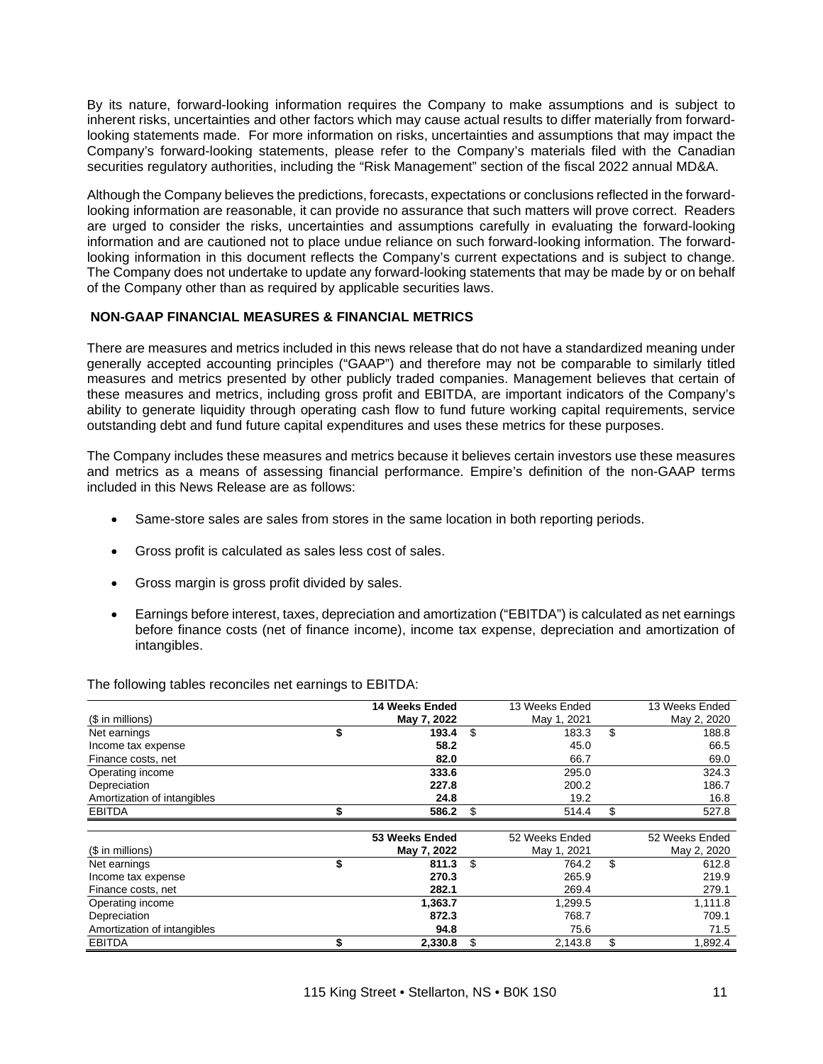By its nature, forward-looking information requires the Company to make assumptions and is subject to inherent risks, uncertainties and other factors which may cause actual results to differ materially from forward-looking statements made. For more information on risks, uncertainties and assumptions that may impact the Company's forward-looking statements, please refer to the Company's materials filed with the Canadian securities regulatory authorities, including the "Risk Management" section of the fiscal 2022 annual MD&A.

Although the Company believes the predictions, forecasts, expectations or conclusions reflected in the forward-looking information are reasonable, it can provide no assurance that such matters will prove correct. Readers are urged to consider the risks, uncertainties and assumptions carefully in evaluating the forward-looking information and are cautioned not to place undue reliance on such forward-looking information. The forward-looking information in this document reflects the Company's current expectations and is subject to change. The Company does not undertake to update any forward-looking statements that may be made by or on behalf of the Company other than as required by applicable securities laws.

## NON-GAAP FINANCIAL MEASURES & FINANCIAL METRICS

There are measures and metrics included in this news release that do not have a standardized meaning under generally accepted accounting principles ("GAAP") and therefore may not be comparable to similarly titled measures and metrics presented by other publicly traded companies. Management believes that certain of these measures and metrics, including gross profit and EBITDA, are important indicators of the Company's ability to generate liquidity through operating cash flow to fund future working capital requirements, service outstanding debt and fund future capital expenditures and uses these metrics for these purposes.

The Company includes these measures and metrics because it believes certain investors use these measures and metrics as a means of assessing financial performance. Empire's definition of the non-GAAP terms included in this News Release are as follows:

- Same-store sales are sales from stores in the same location in both reporting periods.
- Gross profit is calculated as sales less cost of sales.
- Gross margin is gross profit divided by sales.
- Earnings before interest, taxes, depreciation and amortization ("EBITDA") is calculated as net earnings before finance costs (net of finance income), income tax expense, depreciation and amortization of intangibles.

The following tables reconciles net earnings to EBITDA:

| ($ in millions) | **14 Weeks Ended May 7, 2022** | 13 Weeks Ended May 1, 2021 | 13 Weeks Ended May 2, 2020 |
|---|---|---|---|
| Net earnings | **$ 193.4** | $ 183.3 | $ 188.8 |
| Income tax expense | **58.2** | 45.0 | 66.5 |
| Finance costs, net | **82.0** | 66.7 | 69.0 |
| Operating income | **333.6** | 295.0 | 324.3 |
| Depreciation | **227.8** | 200.2 | 186.7 |
| Amortization of intangibles | **24.8** | 19.2 | 16.8 |
| EBITDA | **$ 586.2** | $ 514.4 | $ 527.8 |

| ($ in millions) | **53 Weeks Ended May 7, 2022** | 52 Weeks Ended May 1, 2021 | 52 Weeks Ended May 2, 2020 |
|---|---|---|---|
| Net earnings | **$ 811.3** | $ 764.2 | $ 612.8 |
| Income tax expense | **270.3** | 265.9 | 219.9 |
| Finance costs, net | **282.1** | 269.4 | 279.1 |
| Operating income | **1,363.7** | 1,299.5 | 1,111.8 |
| Depreciation | **872.3** | 768.7 | 709.1 |
| Amortization of intangibles | **94.8** | 75.6 | 71.5 |
| EBITDA | **$ 2,330.8** | $ 2,143.8 | $ 1,892.4 |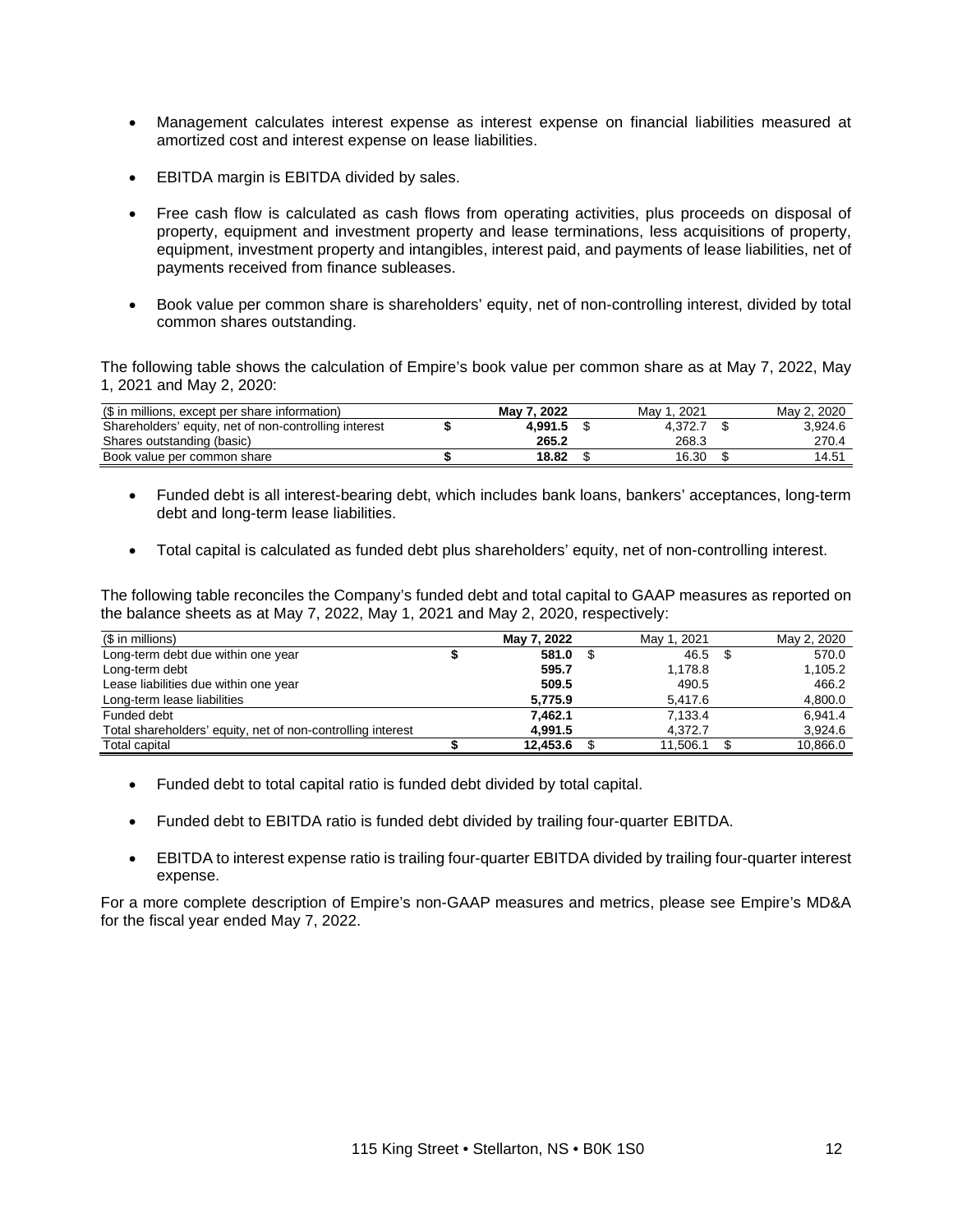- Management calculates interest expense as interest expense on financial liabilities measured at amortized cost and interest expense on lease liabilities.
- EBITDA margin is EBITDA divided by sales.
- Free cash flow is calculated as cash flows from operating activities, plus proceeds on disposal of property, equipment and investment property and lease terminations, less acquisitions of property, equipment, investment property and intangibles, interest paid, and payments of lease liabilities, net of payments received from finance subleases.
- Book value per common share is shareholders' equity, net of non-controlling interest, divided by total common shares outstanding.

The following table shows the calculation of Empire's book value per common share as at May 7, 2022, May 1, 2021 and May 2, 2020:

| ($ in millions, except per share information) | **May 7, 2022** | May 1, 2021 | May 2, 2020 |
|---|---|---|---|
| Shareholders' equity, net of non-controlling interest | **$ 4,991.5** | $ 4,372.7 | $ 3,924.6 |
| Shares outstanding (basic) | **265.2** | 268.3 | 270.4 |
| Book value per common share | **$ 18.82** | $ 16.30 | $ 14.51 |

- Funded debt is all interest-bearing debt, which includes bank loans, bankers' acceptances, long-term debt and long-term lease liabilities.
- Total capital is calculated as funded debt plus shareholders' equity, net of non-controlling interest.

The following table reconciles the Company's funded debt and total capital to GAAP measures as reported on the balance sheets as at May 7, 2022, May 1, 2021 and May 2, 2020, respectively:

| ($ in millions) | **May 7, 2022** | May 1, 2021 | May 2, 2020 |
|---|---|---|---|
| Long-term debt due within one year | **$ 581.0** | $ 46.5 | $ 570.0 |
| Long-term debt | **595.7** | 1,178.8 | 1,105.2 |
| Lease liabilities due within one year | **509.5** | 490.5 | 466.2 |
| Long-term lease liabilities | **5,775.9** | 5,417.6 | 4,800.0 |
| Funded debt | **7,462.1** | 7,133.4 | 6,941.4 |
| Total shareholders' equity, net of non-controlling interest | **4,991.5** | 4,372.7 | 3,924.6 |
| Total capital | **$ 12,453.6** | $ 11,506.1 | $ 10,866.0 |

- Funded debt to total capital ratio is funded debt divided by total capital.
- Funded debt to EBITDA ratio is funded debt divided by trailing four-quarter EBITDA.
- EBITDA to interest expense ratio is trailing four-quarter EBITDA divided by trailing four-quarter interest expense.

For a more complete description of Empire's non-GAAP measures and metrics, please see Empire's MD&A for the fiscal year ended May 7, 2022.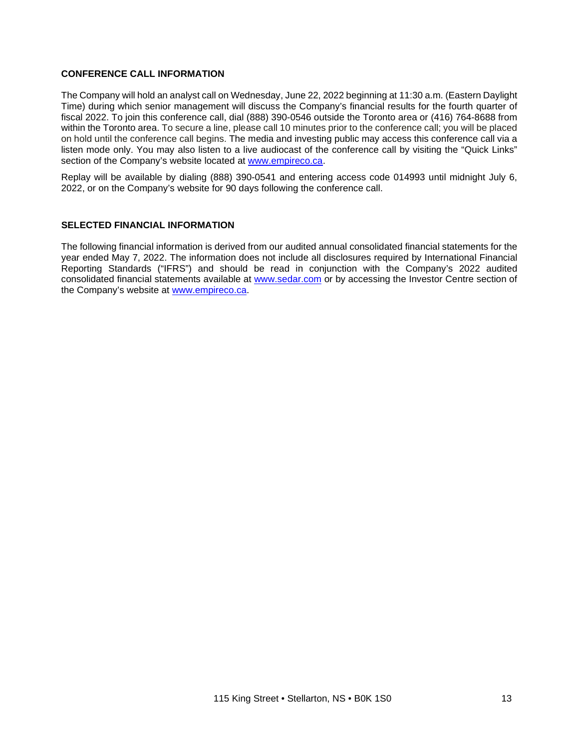## CONFERENCE CALL INFORMATION

The Company will hold an analyst call on Wednesday, June 22, 2022 beginning at 11:30 a.m. (Eastern Daylight Time) during which senior management will discuss the Company's financial results for the fourth quarter of fiscal 2022. To join this conference call, dial (888) 390-0546 outside the Toronto area or (416) 764-8688 from within the Toronto area. To secure a line, please call 10 minutes prior to the conference call; you will be placed on hold until the conference call begins. The media and investing public may access this conference call via a listen mode only. You may also listen to a live audiocast of the conference call by visiting the "Quick Links" section of the Company's website located at [www.empireco.ca](http://www.empireco.ca).

Replay will be available by dialing (888) 390-0541 and entering access code 014993 until midnight July 6, 2022, or on the Company's website for 90 days following the conference call.

## SELECTED FINANCIAL INFORMATION

The following financial information is derived from our audited annual consolidated financial statements for the year ended May 7, 2022. The information does not include all disclosures required by International Financial Reporting Standards ("IFRS") and should be read in conjunction with the Company's 2022 audited consolidated financial statements available at [www.sedar.com](http://www.sedar.com) or by accessing the Investor Centre section of the Company's website at [www.empireco.ca](http://www.empireco.ca).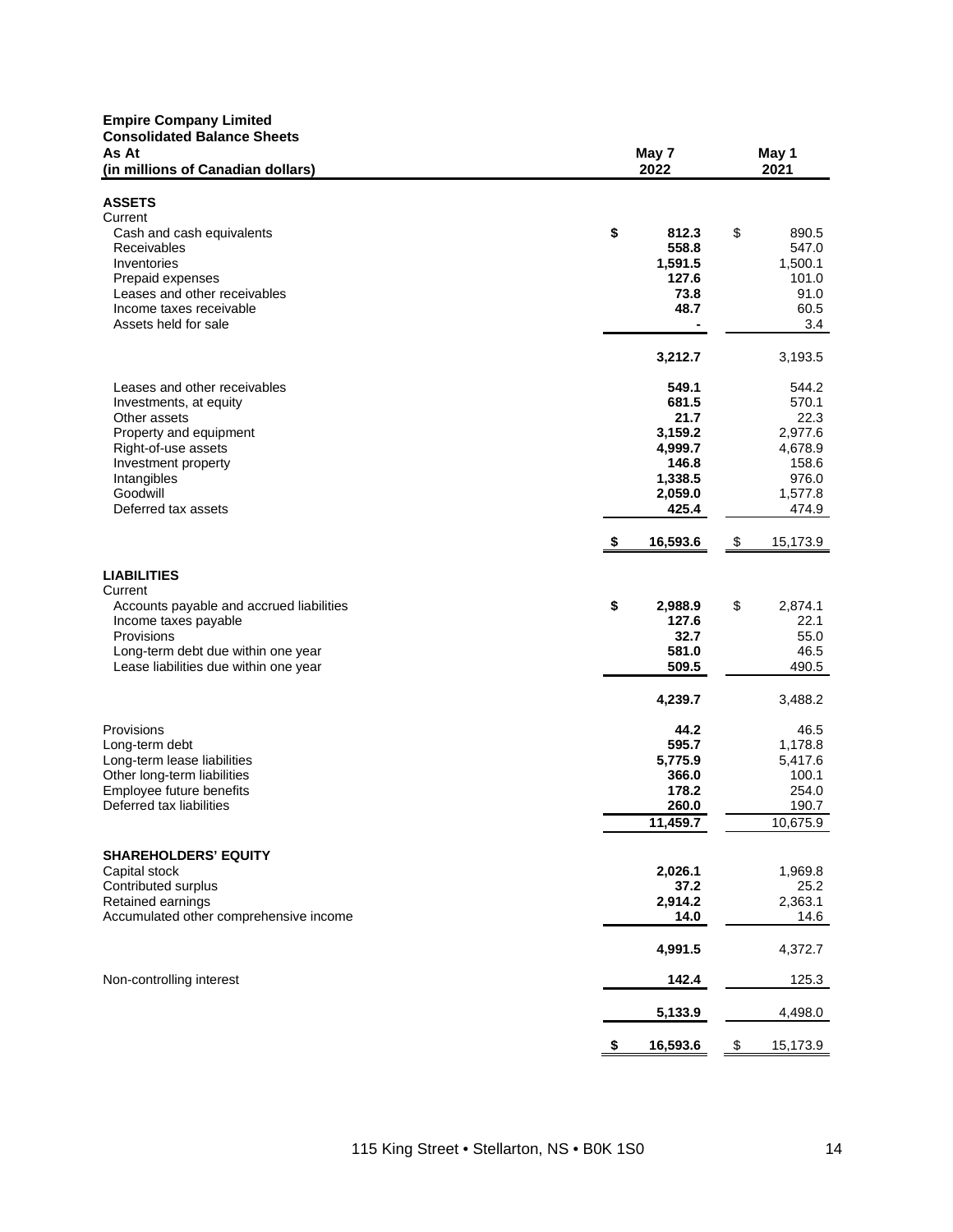**Empire Company Limited**
**Consolidated Balance Sheets**

| As At (in millions of Canadian dollars) | May 7 2022 | May 1 2021 |
|---|---|---|
| **ASSETS** | | |
| Current | | |
| Cash and cash equivalents | **$ 812.3** | $ 890.5 |
| Receivables | **558.8** | 547.0 |
| Inventories | **1,591.5** | 1,500.1 |
| Prepaid expenses | **127.6** | 101.0 |
| Leases and other receivables | **73.8** | 91.0 |
| Income taxes receivable | **48.7** | 60.5 |
| Assets held for sale | **-** | 3.4 |
| | **3,212.7** | 3,193.5 |
| Leases and other receivables | **549.1** | 544.2 |
| Investments, at equity | **681.5** | 570.1 |
| Other assets | **21.7** | 22.3 |
| Property and equipment | **3,159.2** | 2,977.6 |
| Right-of-use assets | **4,999.7** | 4,678.9 |
| Investment property | **146.8** | 158.6 |
| Intangibles | **1,338.5** | 976.0 |
| Goodwill | **2,059.0** | 1,577.8 |
| Deferred tax assets | **425.4** | 474.9 |
| | **$ 16,593.6** | $ 15,173.9 |
| **LIABILITIES** | | |
| Current | | |
| Accounts payable and accrued liabilities | **$ 2,988.9** | $ 2,874.1 |
| Income taxes payable | **127.6** | 22.1 |
| Provisions | **32.7** | 55.0 |
| Long-term debt due within one year | **581.0** | 46.5 |
| Lease liabilities due within one year | **509.5** | 490.5 |
| | **4,239.7** | 3,488.2 |
| Provisions | **44.2** | 46.5 |
| Long-term debt | **595.7** | 1,178.8 |
| Long-term lease liabilities | **5,775.9** | 5,417.6 |
| Other long-term liabilities | **366.0** | 100.1 |
| Employee future benefits | **178.2** | 254.0 |
| Deferred tax liabilities | **260.0** | 190.7 |
| | **11,459.7** | 10,675.9 |
| **SHAREHOLDERS' EQUITY** | | |
| Capital stock | **2,026.1** | 1,969.8 |
| Contributed surplus | **37.2** | 25.2 |
| Retained earnings | **2,914.2** | 2,363.1 |
| Accumulated other comprehensive income | **14.0** | 14.6 |
| | **4,991.5** | 4,372.7 |
| Non-controlling interest | **142.4** | 125.3 |
| | **5,133.9** | 4,498.0 |
| | **$ 16,593.6** | $ 15,173.9 |

115 King Street • Stellarton, NS • B0K 1S0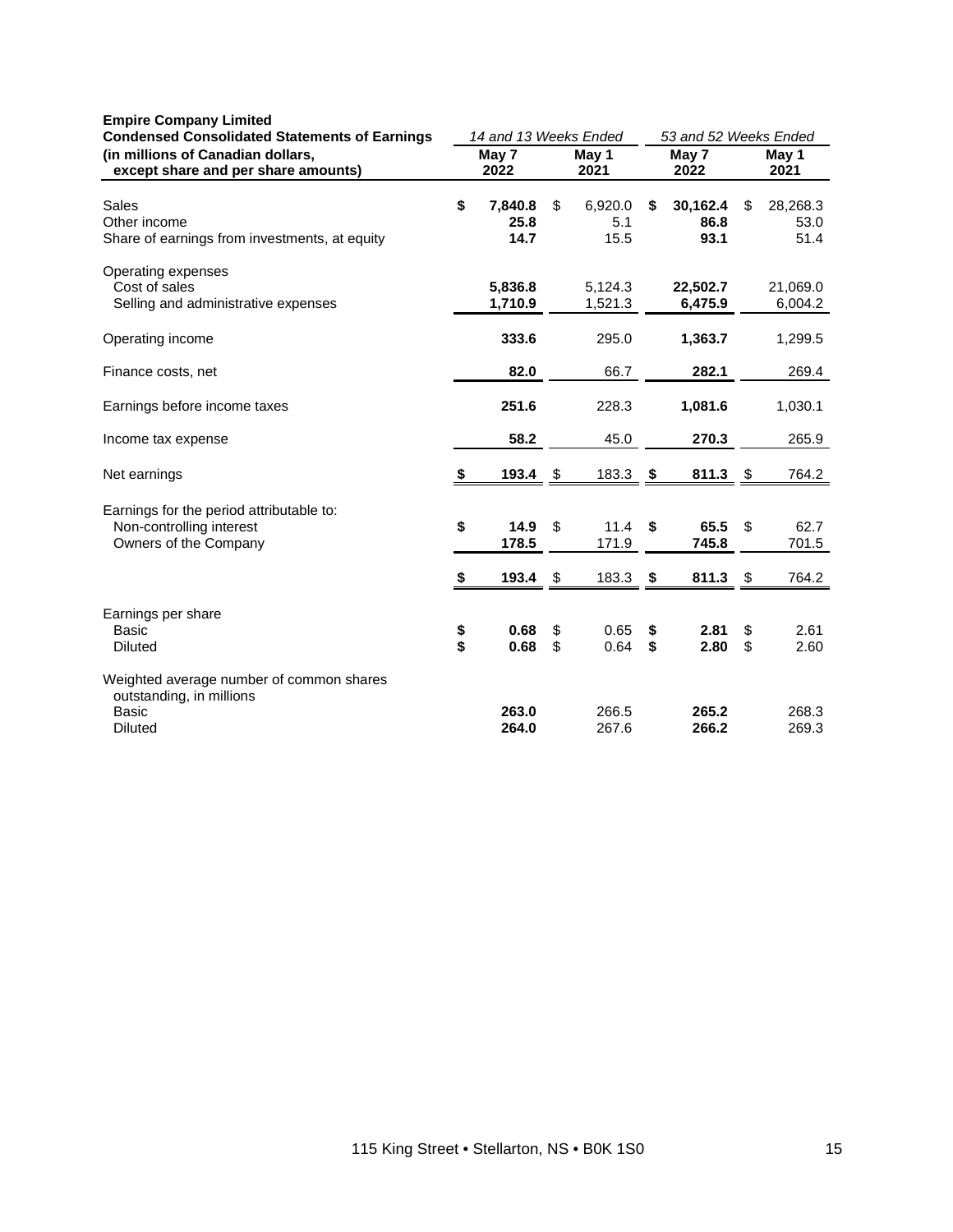**Empire Company Limited**
**Condensed Consolidated Statements of Earnings**
**(in millions of Canadian dollars, except share and per share amounts)**

| | *14 and 13 Weeks Ended* | | *53 and 52 Weeks Ended* | |
|---|---|---|---|---|
| | **May 7 2022** | **May 1 2021** | **May 7 2022** | **May 1 2021** |
| Sales | **$ 7,840.8** | $ 6,920.0 | **$ 30,162.4** | $ 28,268.3 |
| Other income | **25.8** | 5.1 | **86.8** | 53.0 |
| Share of earnings from investments, at equity | **14.7** | 15.5 | **93.1** | 51.4 |
| Operating expenses | | | | |
| Cost of sales | **5,836.8** | 5,124.3 | **22,502.7** | 21,069.0 |
| Selling and administrative expenses | **1,710.9** | 1,521.3 | **6,475.9** | 6,004.2 |
| Operating income | **333.6** | 295.0 | **1,363.7** | 1,299.5 |
| Finance costs, net | **82.0** | 66.7 | **282.1** | 269.4 |
| Earnings before income taxes | **251.6** | 228.3 | **1,081.6** | 1,030.1 |
| Income tax expense | **58.2** | 45.0 | **270.3** | 265.9 |
| Net earnings | **$ 193.4** | $ 183.3 | **$ 811.3** | $ 764.2 |
| Earnings for the period attributable to: | | | | |
| Non-controlling interest | **$ 14.9** | $ 11.4 | **$ 65.5** | $ 62.7 |
| Owners of the Company | **178.5** | 171.9 | **745.8** | 701.5 |
| | **$ 193.4** | $ 183.3 | **$ 811.3** | $ 764.2 |
| Earnings per share | | | | |
| Basic | **$ 0.68** | $ 0.65 | **$ 2.81** | $ 2.61 |
| Diluted | **$ 0.68** | $ 0.64 | **$ 2.80** | $ 2.60 |
| Weighted average number of common shares outstanding, in millions | | | | |
| Basic | **263.0** | 266.5 | **265.2** | 268.3 |
| Diluted | **264.0** | 267.6 | **266.2** | 269.3 |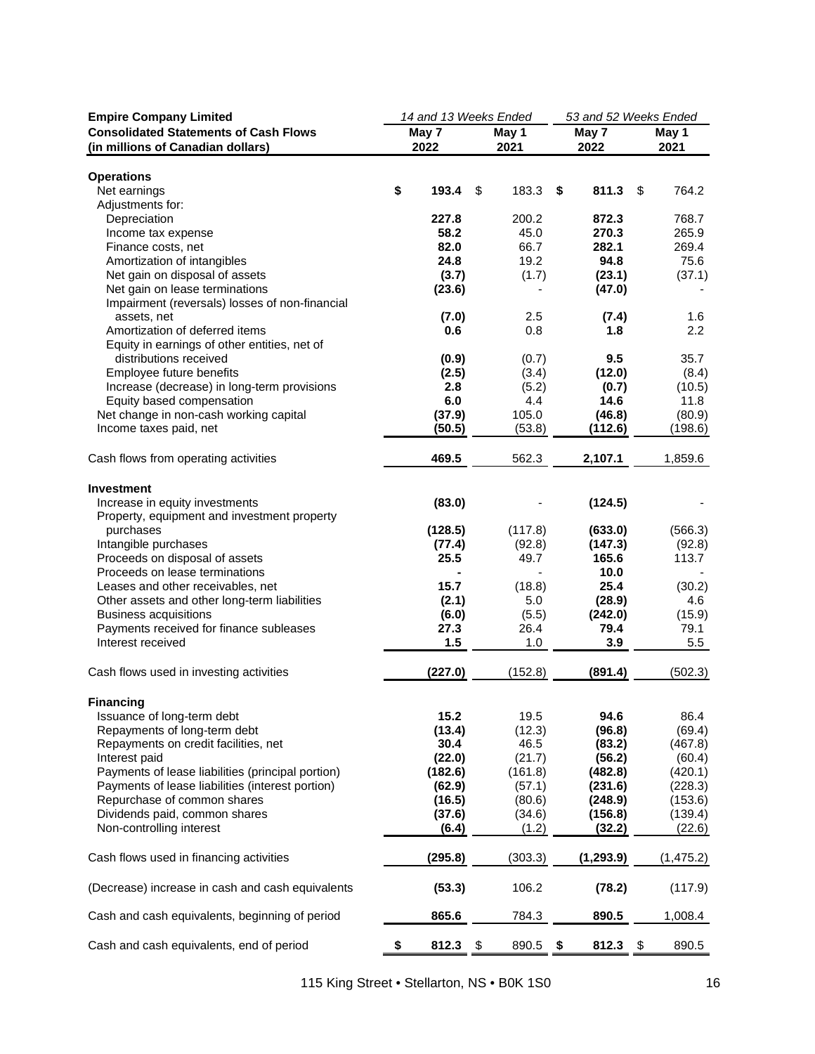| **Empire Company Limited** | *14 and 13 Weeks Ended* | | *53 and 52 Weeks Ended* | |
|---|---|---|---|---|
| **Consolidated Statements of Cash Flows** | **May 7** | **May 1** | **May 7** | **May 1** |
| **(in millions of Canadian dollars)** | **2022** | **2021** | **2022** | **2021** |
| **Operations** | | | | |
| Net earnings | **$ 193.4** | $ 183.3 | **$ 811.3** | $ 764.2 |
| Adjustments for: | | | | |
| Depreciation | **227.8** | 200.2 | **872.3** | 768.7 |
| Income tax expense | **58.2** | 45.0 | **270.3** | 265.9 |
| Finance costs, net | **82.0** | 66.7 | **282.1** | 269.4 |
| Amortization of intangibles | **24.8** | 19.2 | **94.8** | 75.6 |
| Net gain on disposal of assets | **(3.7)** | (1.7) | **(23.1)** | (37.1) |
| Net gain on lease terminations | **(23.6)** | - | **(47.0)** | - |
| Impairment (reversals) losses of non-financial assets, net | **(7.0)** | 2.5 | **(7.4)** | 1.6 |
| Amortization of deferred items | **0.6** | 0.8 | **1.8** | 2.2 |
| Equity in earnings of other entities, net of distributions received | **(0.9)** | (0.7) | **9.5** | 35.7 |
| Employee future benefits | **(2.5)** | (3.4) | **(12.0)** | (8.4) |
| Increase (decrease) in long-term provisions | **2.8** | (5.2) | **(0.7)** | (10.5) |
| Equity based compensation | **6.0** | 4.4 | **14.6** | 11.8 |
| Net change in non-cash working capital | **(37.9)** | 105.0 | **(46.8)** | (80.9) |
| Income taxes paid, net | **(50.5)** | (53.8) | **(112.6)** | (198.6) |
| Cash flows from operating activities | **469.5** | 562.3 | **2,107.1** | 1,859.6 |
| **Investment** | | | | |
| Increase in equity investments | **(83.0)** | - | **(124.5)** | - |
| Property, equipment and investment property purchases | **(128.5)** | (117.8) | **(633.0)** | (566.3) |
| Intangible purchases | **(77.4)** | (92.8) | **(147.3)** | (92.8) |
| Proceeds on disposal of assets | **25.5** | 49.7 | **165.6** | 113.7 |
| Proceeds on lease terminations | **-** | - | **10.0** | - |
| Leases and other receivables, net | **15.7** | (18.8) | **25.4** | (30.2) |
| Other assets and other long-term liabilities | **(2.1)** | 5.0 | **(28.9)** | 4.6 |
| Business acquisitions | **(6.0)** | (5.5) | **(242.0)** | (15.9) |
| Payments received for finance subleases | **27.3** | 26.4 | **79.4** | 79.1 |
| Interest received | **1.5** | 1.0 | **3.9** | 5.5 |
| Cash flows used in investing activities | **(227.0)** | (152.8) | **(891.4)** | (502.3) |
| **Financing** | | | | |
| Issuance of long-term debt | **15.2** | 19.5 | **94.6** | 86.4 |
| Repayments of long-term debt | **(13.4)** | (12.3) | **(96.8)** | (69.4) |
| Repayments on credit facilities, net | **30.4** | 46.5 | **(83.2)** | (467.8) |
| Interest paid | **(22.0)** | (21.7) | **(56.2)** | (60.4) |
| Payments of lease liabilities (principal portion) | **(182.6)** | (161.8) | **(482.8)** | (420.1) |
| Payments of lease liabilities (interest portion) | **(62.9)** | (57.1) | **(231.6)** | (228.3) |
| Repurchase of common shares | **(16.5)** | (80.6) | **(248.9)** | (153.6) |
| Dividends paid, common shares | **(37.6)** | (34.6) | **(156.8)** | (139.4) |
| Non-controlling interest | **(6.4)** | (1.2) | **(32.2)** | (22.6) |
| Cash flows used in financing activities | **(295.8)** | (303.3) | **(1,293.9)** | (1,475.2) |
| (Decrease) increase in cash and cash equivalents | **(53.3)** | 106.2 | **(78.2)** | (117.9) |
| Cash and cash equivalents, beginning of period | **865.6** | 784.3 | **890.5** | 1,008.4 |
| Cash and cash equivalents, end of period | **$ 812.3** | $ 890.5 | **$ 812.3** | $ 890.5 |

115 King Street • Stellarton, NS • B0K 1S0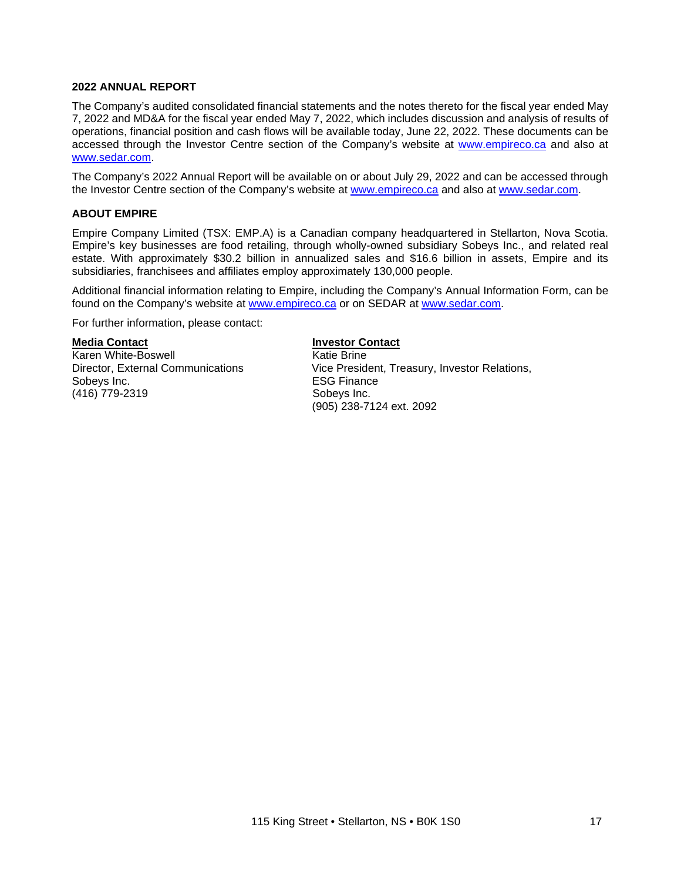## 2022 ANNUAL REPORT

The Company's audited consolidated financial statements and the notes thereto for the fiscal year ended May 7, 2022 and MD&A for the fiscal year ended May 7, 2022, which includes discussion and analysis of results of operations, financial position and cash flows will be available today, June 22, 2022. These documents can be accessed through the Investor Centre section of the Company's website at www.empireco.ca and also at www.sedar.com.

The Company's 2022 Annual Report will be available on or about July 29, 2022 and can be accessed through the Investor Centre section of the Company's website at www.empireco.ca and also at www.sedar.com.

## ABOUT EMPIRE

Empire Company Limited (TSX: EMP.A) is a Canadian company headquartered in Stellarton, Nova Scotia. Empire's key businesses are food retailing, through wholly-owned subsidiary Sobeys Inc., and related real estate. With approximately $30.2 billion in annualized sales and $16.6 billion in assets, Empire and its subsidiaries, franchisees and affiliates employ approximately 130,000 people.

Additional financial information relating to Empire, including the Company's Annual Information Form, can be found on the Company's website at www.empireco.ca or on SEDAR at www.sedar.com.

For further information, please contact:

**Media Contact**
Karen White-Boswell
Director, External Communications
Sobeys Inc.
(416) 779-2319

**Investor Contact**
Katie Brine
Vice President, Treasury, Investor Relations, ESG Finance
Sobeys Inc.
(905) 238-7124 ext. 2092

115 King Street • Stellarton, NS • B0K 1S0